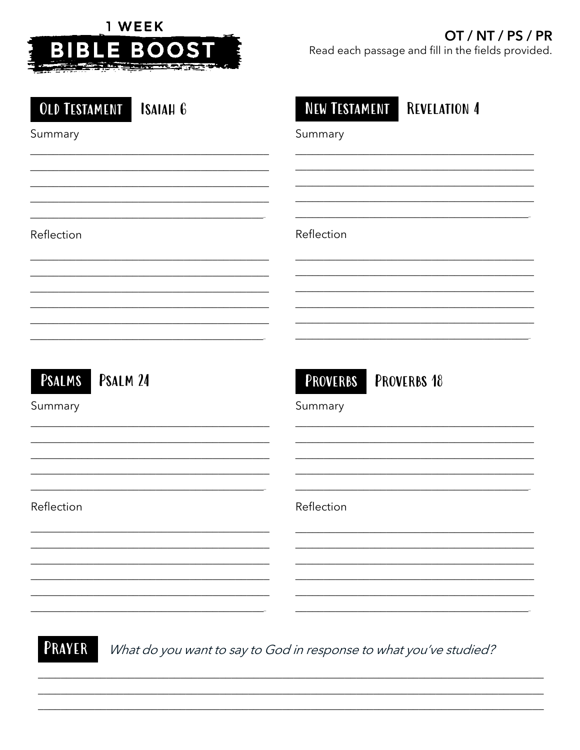# 1 WEEK BIBLE BOOST

**OT / NT / PS / PR**

Read each passage and fill in the fields provided.

## OLD TESTAMENT — ISAIAH 6

Summary

___________________________________________
___________________________________________
___________________________________________
___________________________________________
___________________________________________

Reflection

___________________________________________
___________________________________________
___________________________________________
___________________________________________
___________________________________________
___________________________________________

## NEW TESTAMENT — REVELATION 4

Summary

___________________________________________
___________________________________________
___________________________________________
___________________________________________
___________________________________________

Reflection

___________________________________________
___________________________________________
___________________________________________
___________________________________________
___________________________________________
___________________________________________

## PSALMS — PSALM 24

Summary

___________________________________________
___________________________________________
___________________________________________
___________________________________________
___________________________________________

Reflection

___________________________________________
___________________________________________
___________________________________________
___________________________________________
___________________________________________
___________________________________________

## PROVERBS — PROVERBS 18

Summary

___________________________________________
___________________________________________
___________________________________________
___________________________________________
___________________________________________

Reflection

___________________________________________
___________________________________________
___________________________________________
___________________________________________
___________________________________________
___________________________________________

## PRAYER

*What do you want to say to God in response to what you've studied?*

___________________________________________
___________________________________________
___________________________________________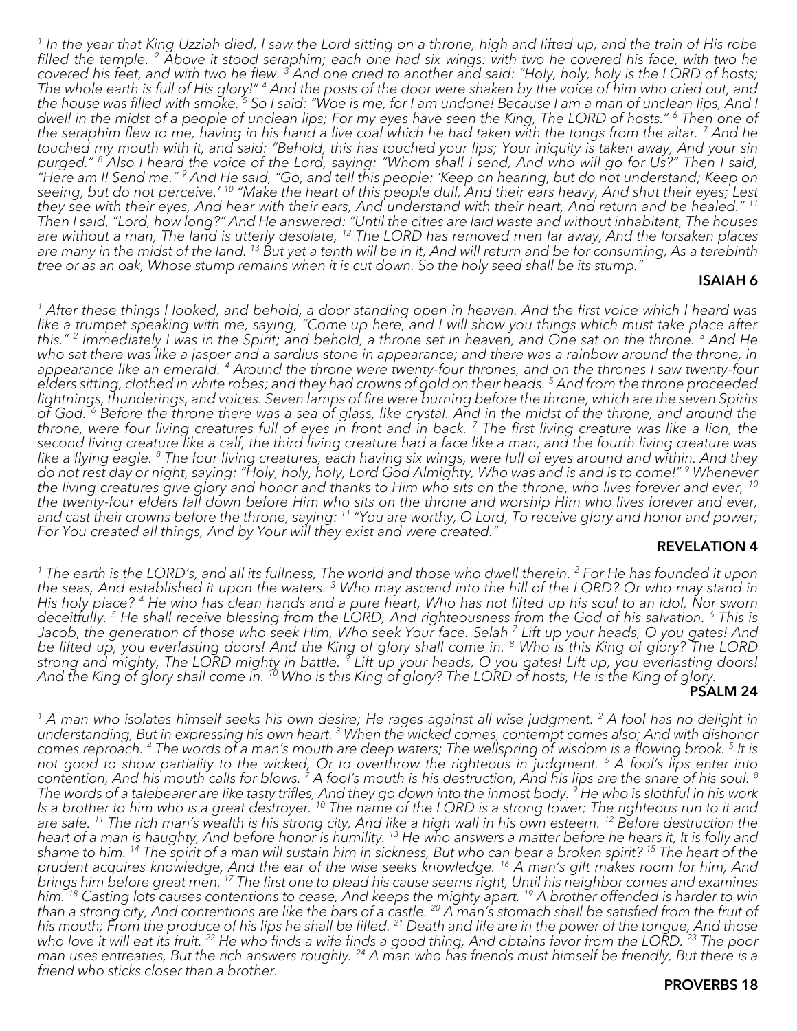*[1] In the year that King Uzziah died, I saw the Lord sitting on a throne, high and lifted up, and the train of His robe filled the temple. [2] Above it stood seraphim; each one had six wings: with two he covered his face, with two he covered his feet, and with two he flew. [3] And one cried to another and said: "Holy, holy, holy is the LORD of hosts; The whole earth is full of His glory!" [4] And the posts of the door were shaken by the voice of him who cried out, and the house was filled with smoke. [5] So I said: "Woe is me, for I am undone! Because I am a man of unclean lips, And I dwell in the midst of a people of unclean lips; For my eyes have seen the King, The LORD of hosts." [6] Then one of the seraphim flew to me, having in his hand a live coal which he had taken with the tongs from the altar. [7] And he touched my mouth with it, and said: "Behold, this has touched your lips; Your iniquity is taken away, And your sin purged." [8] Also I heard the voice of the Lord, saying: "Whom shall I send, And who will go for Us?" Then I said, "Here am I! Send me." [9] And He said, "Go, and tell this people: 'Keep on hearing, but do not understand; Keep on seeing, but do not perceive.' [10] "Make the heart of this people dull, And their ears heavy, And shut their eyes; Lest they see with their eyes, And hear with their ears, And understand with their heart, And return and be healed." [11] Then I said, "Lord, how long?" And He answered: "Until the cities are laid waste and without inhabitant, The houses are without a man, The land is utterly desolate, [12] The LORD has removed men far away, And the forsaken places are many in the midst of the land. [13] But yet a tenth will be in it, And will return and be for consuming, As a terebinth tree or as an oak, Whose stump remains when it is cut down. So the holy seed shall be its stump."*

**ISAIAH 6**

*[1] After these things I looked, and behold, a door standing open in heaven. And the first voice which I heard was like a trumpet speaking with me, saying, "Come up here, and I will show you things which must take place after this." [2] Immediately I was in the Spirit; and behold, a throne set in heaven, and One sat on the throne. [3] And He who sat there was like a jasper and a sardius stone in appearance; and there was a rainbow around the throne, in appearance like an emerald. [4] Around the throne were twenty-four thrones, and on the thrones I saw twenty-four elders sitting, clothed in white robes; and they had crowns of gold on their heads. [5] And from the throne proceeded lightnings, thunderings, and voices. Seven lamps of fire were burning before the throne, which are the seven Spirits of God. [6] Before the throne there was a sea of glass, like crystal. And in the midst of the throne, and around the throne, were four living creatures full of eyes in front and in back. [7] The first living creature was like a lion, the second living creature like a calf, the third living creature had a face like a man, and the fourth living creature was like a flying eagle. [8] The four living creatures, each having six wings, were full of eyes around and within. And they do not rest day or night, saying: "Holy, holy, holy, Lord God Almighty, Who was and is and is to come!" [9] Whenever the living creatures give glory and honor and thanks to Him who sits on the throne, who lives forever and ever, [10] the twenty-four elders fall down before Him who sits on the throne and worship Him who lives forever and ever, and cast their crowns before the throne, saying: [11] "You are worthy, O Lord, To receive glory and honor and power; For You created all things, And by Your will they exist and were created."*

**REVELATION 4**

*[1] The earth is the LORD's, and all its fullness, The world and those who dwell therein. [2] For He has founded it upon the seas, And established it upon the waters. [3] Who may ascend into the hill of the LORD? Or who may stand in His holy place? [4] He who has clean hands and a pure heart, Who has not lifted up his soul to an idol, Nor sworn deceitfully. [5] He shall receive blessing from the LORD, And righteousness from the God of his salvation. [6] This is Jacob, the generation of those who seek Him, Who seek Your face. Selah [7] Lift up your heads, O you gates! And be lifted up, you everlasting doors! And the King of glory shall come in. [8] Who is this King of glory? The LORD strong and mighty, The LORD mighty in battle. [9] Lift up your heads, O you gates! Lift up, you everlasting doors! And the King of glory shall come in. [10] Who is this King of glory? The LORD of hosts, He is the King of glory.*

**PSALM 24**

*[1] A man who isolates himself seeks his own desire; He rages against all wise judgment. [2] A fool has no delight in understanding, But in expressing his own heart. [3] When the wicked comes, contempt comes also; And with dishonor comes reproach. [4] The words of a man's mouth are deep waters; The wellspring of wisdom is a flowing brook. [5] It is not good to show partiality to the wicked, Or to overthrow the righteous in judgment. [6] A fool's lips enter into contention, And his mouth calls for blows. [7] A fool's mouth is his destruction, And his lips are the snare of his soul. [8] The words of a talebearer are like tasty trifles, And they go down into the inmost body. [9] He who is slothful in his work Is a brother to him who is a great destroyer. [10] The name of the LORD is a strong tower; The righteous run to it and are safe. [11] The rich man's wealth is his strong city, And like a high wall in his own esteem. [12] Before destruction the heart of a man is haughty, And before honor is humility. [13] He who answers a matter before he hears it, It is folly and shame to him. [14] The spirit of a man will sustain him in sickness, But who can bear a broken spirit? [15] The heart of the prudent acquires knowledge, And the ear of the wise seeks knowledge. [16] A man's gift makes room for him, And brings him before great men. [17] The first one to plead his cause seems right, Until his neighbor comes and examines him. [18] Casting lots causes contentions to cease, And keeps the mighty apart. [19] A brother offended is harder to win than a strong city, And contentions are like the bars of a castle. [20] A man's stomach shall be satisfied from the fruit of his mouth; From the produce of his lips he shall be filled. [21] Death and life are in the power of the tongue, And those who love it will eat its fruit. [22] He who finds a wife finds a good thing, And obtains favor from the LORD. [23] The poor man uses entreaties, But the rich answers roughly. [24] A man who has friends must himself be friendly, But there is a friend who sticks closer than a brother.*

**PROVERBS 18**